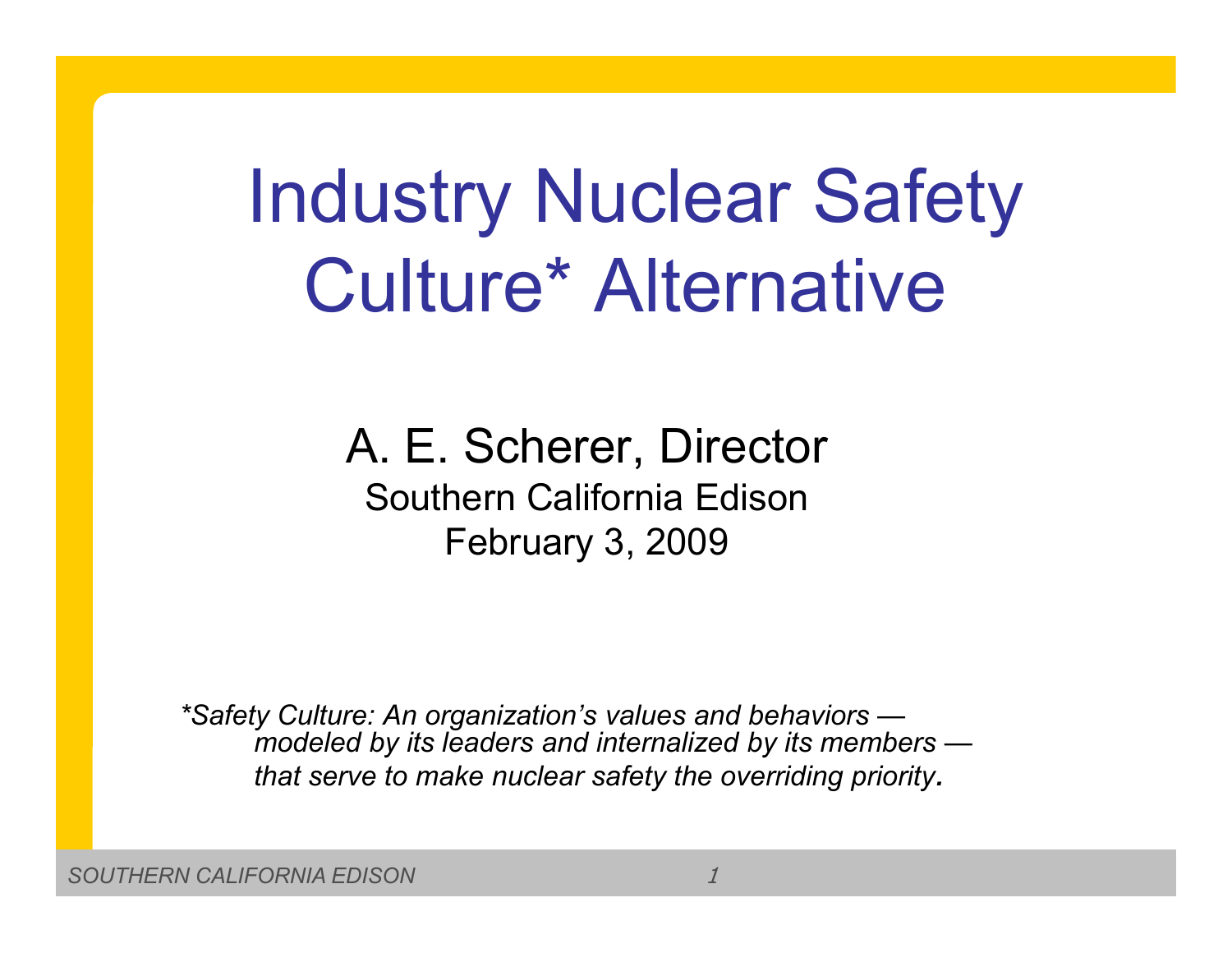# Industry Nuclear Safety Culture* Alternative

A. E. Scherer, Director

Southern California Edison

February 3, 2009

*\*Safety Culture: An organization's values and behaviors — modeled by its leaders and internalized by its members — that serve to make nuclear safety the overriding priority.*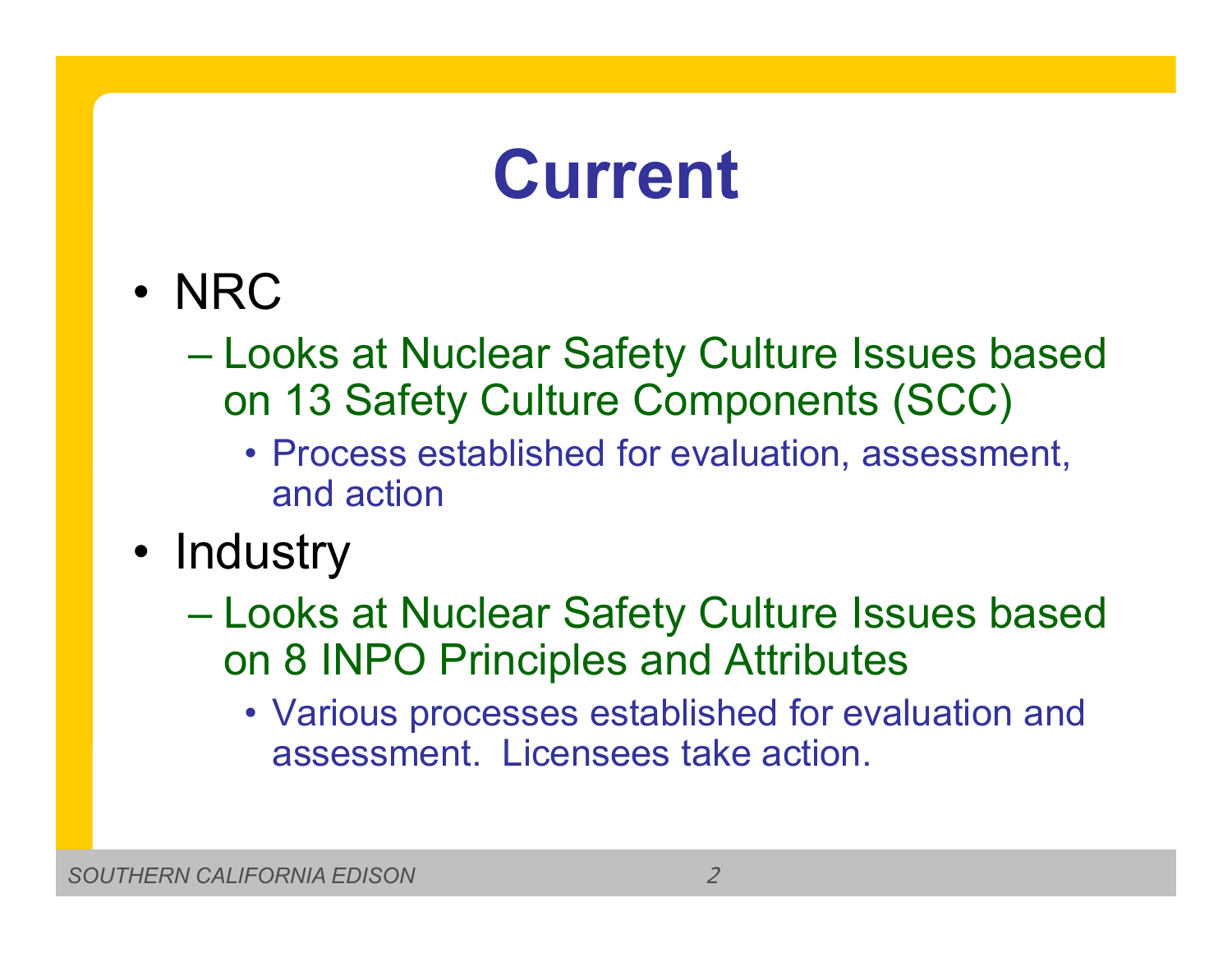# Current

- NRC
  - Looks at Nuclear Safety Culture Issues based on 13 Safety Culture Components (SCC)
    - Process established for evaluation, assessment, and action
- Industry
  - Looks at Nuclear Safety Culture Issues based on 8 INPO Principles and Attributes
    - Various processes established for evaluation and assessment. Licensees take action.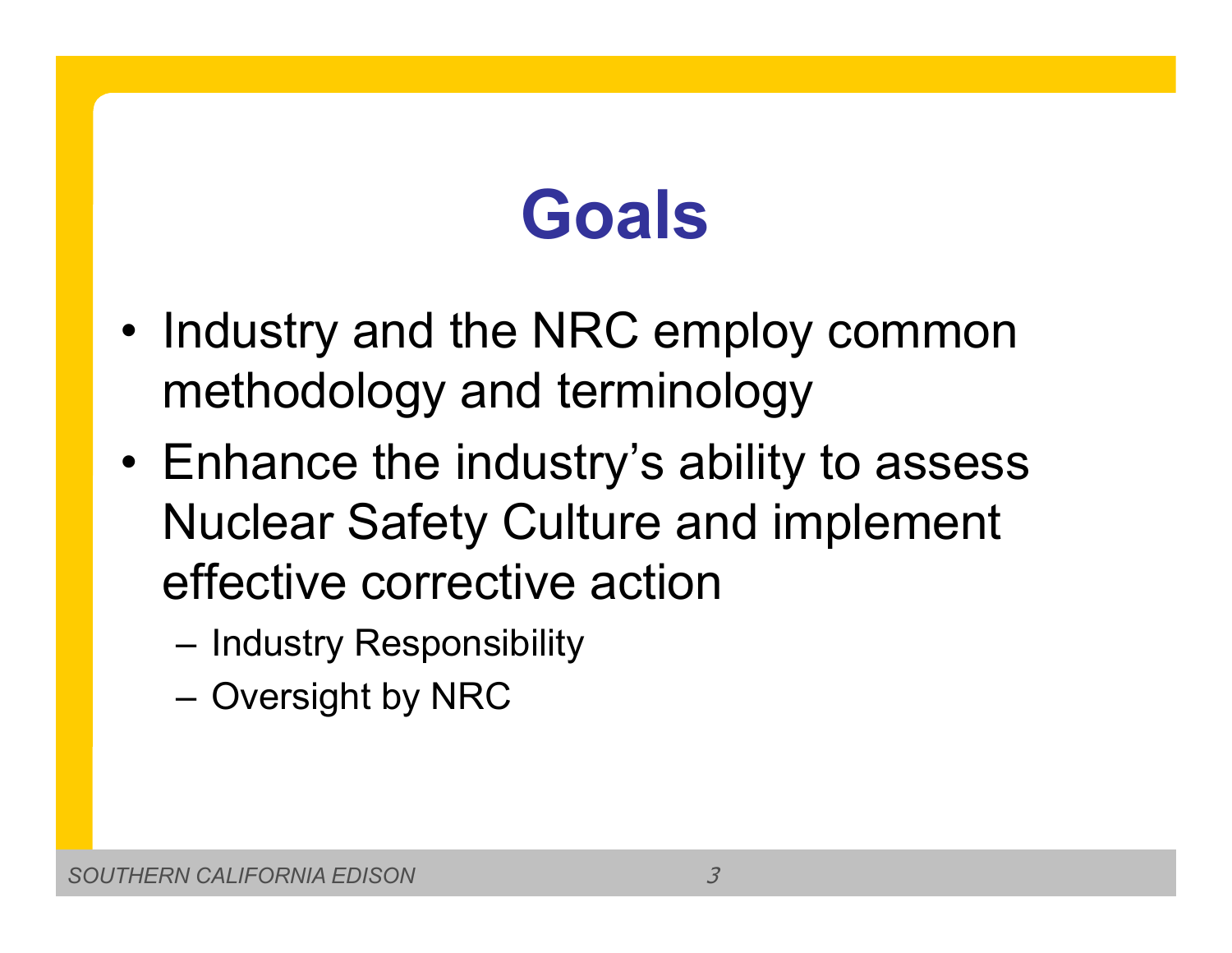# Goals

- Industry and the NRC employ common methodology and terminology
- Enhance the industry's ability to assess Nuclear Safety Culture and implement effective corrective action
  - Industry Responsibility
  - Oversight by NRC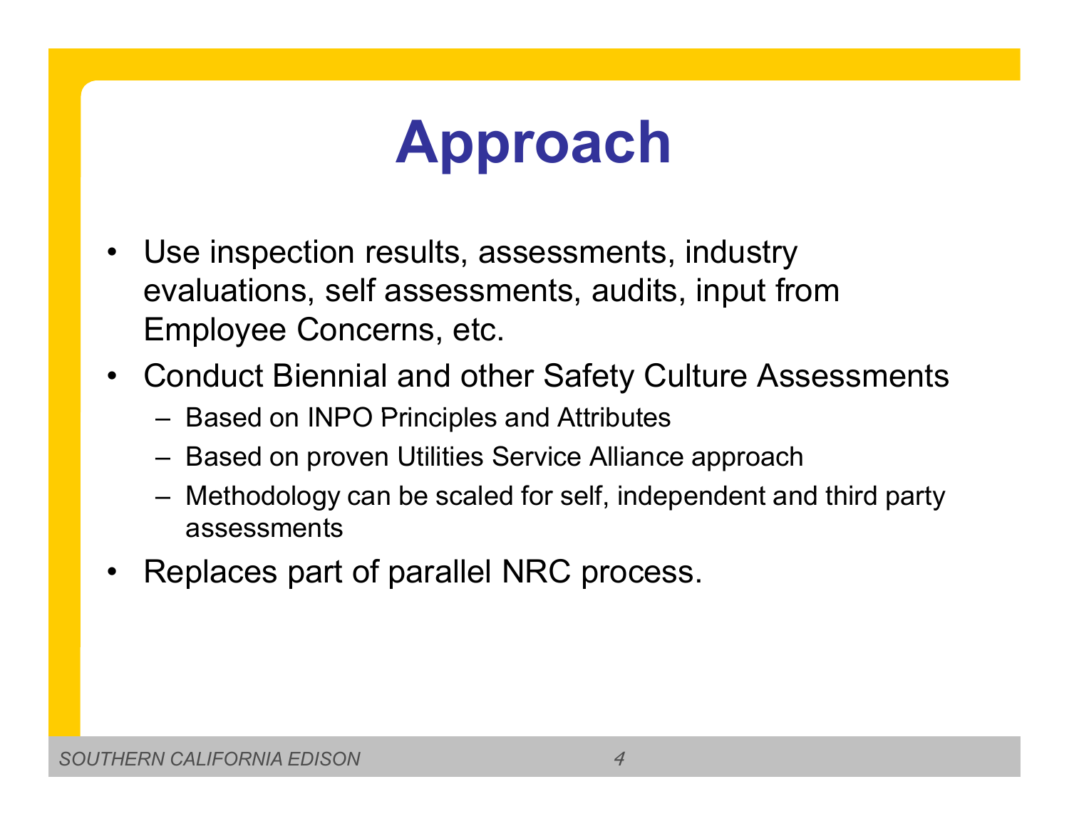# Approach

- Use inspection results, assessments, industry evaluations, self assessments, audits, input from Employee Concerns, etc.
- Conduct Biennial and other Safety Culture Assessments
  - Based on INPO Principles and Attributes
  - Based on proven Utilities Service Alliance approach
  - Methodology can be scaled for self, independent and third party assessments
- Replaces part of parallel NRC process.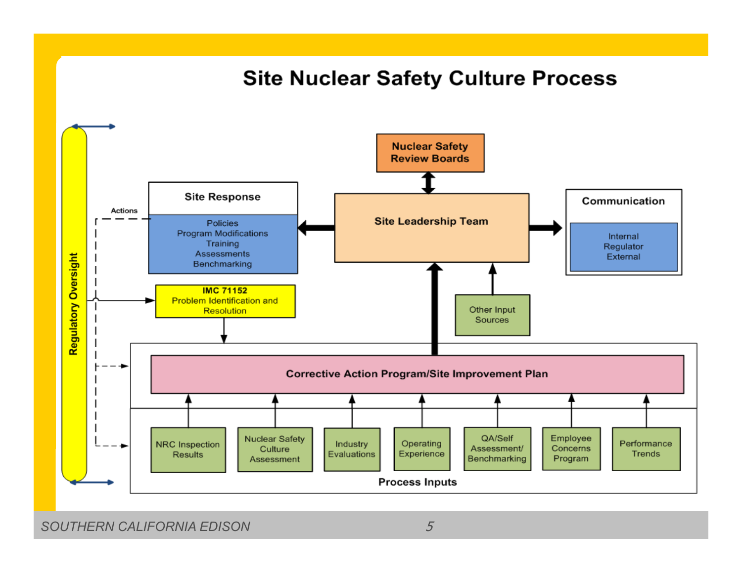# Site Nuclear Safety Culture Process

**Regulatory Oversight**

Actions

**Site Response**

- Policies
- Program Modifications
- Training
- Assessments
- Benchmarking

**Nuclear Safety Review Boards**

**Site Leadership Team**

**Communication**

- Internal
- Regulator
- External

**IMC 71152**
Problem Identification and Resolution

Other Input Sources

**Corrective Action Program/Site Improvement Plan**

**Process Inputs**

- NRC Inspection Results
- Nuclear Safety Culture Assessment
- Industry Evaluations
- Operating Experience
- QA/Self Assessment/ Benchmarking
- Employee Concerns Program
- Performance Trends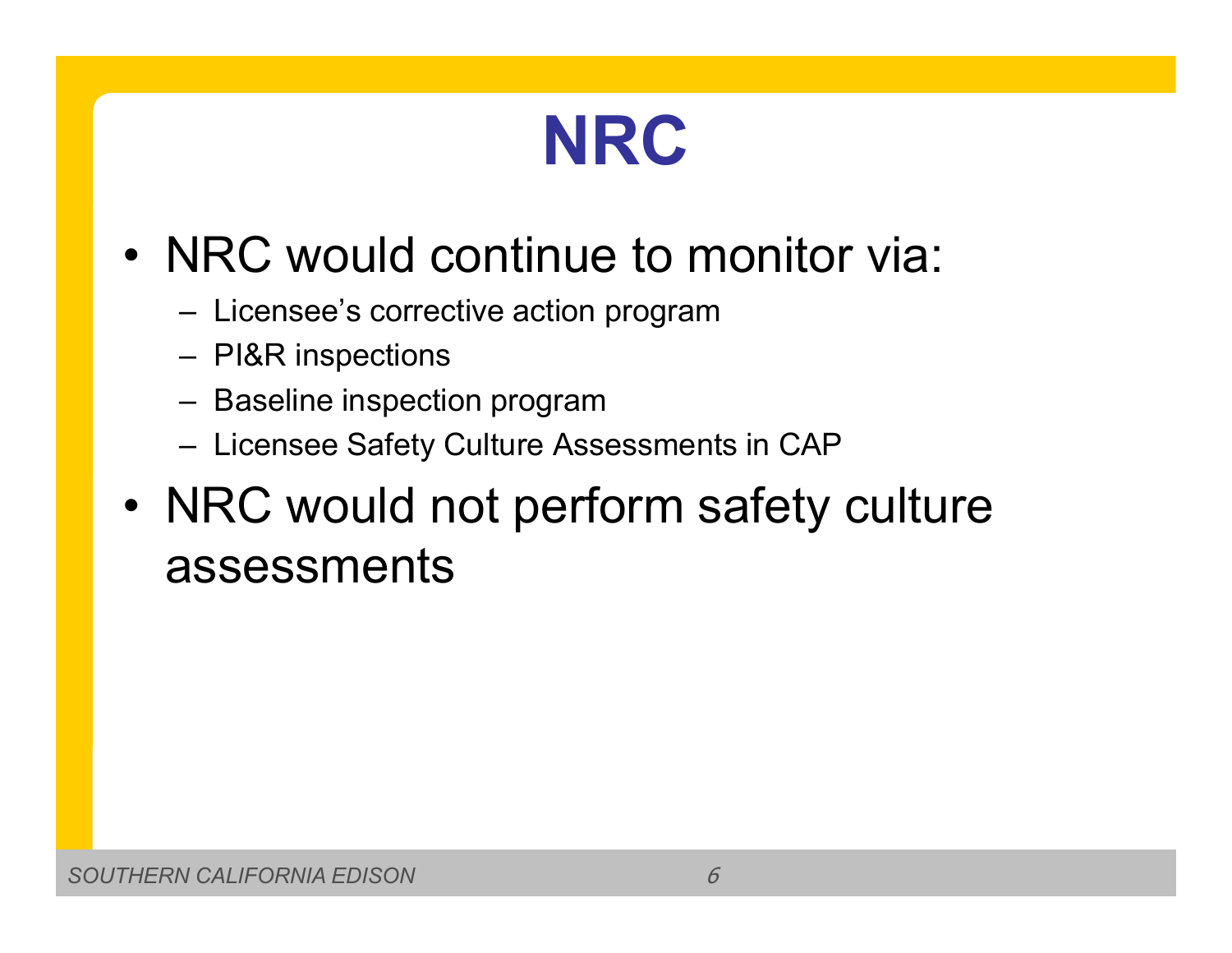# NRC

- NRC would continue to monitor via:
  - Licensee's corrective action program
  - PI&R inspections
  - Baseline inspection program
  - Licensee Safety Culture Assessments in CAP
- NRC would not perform safety culture assessments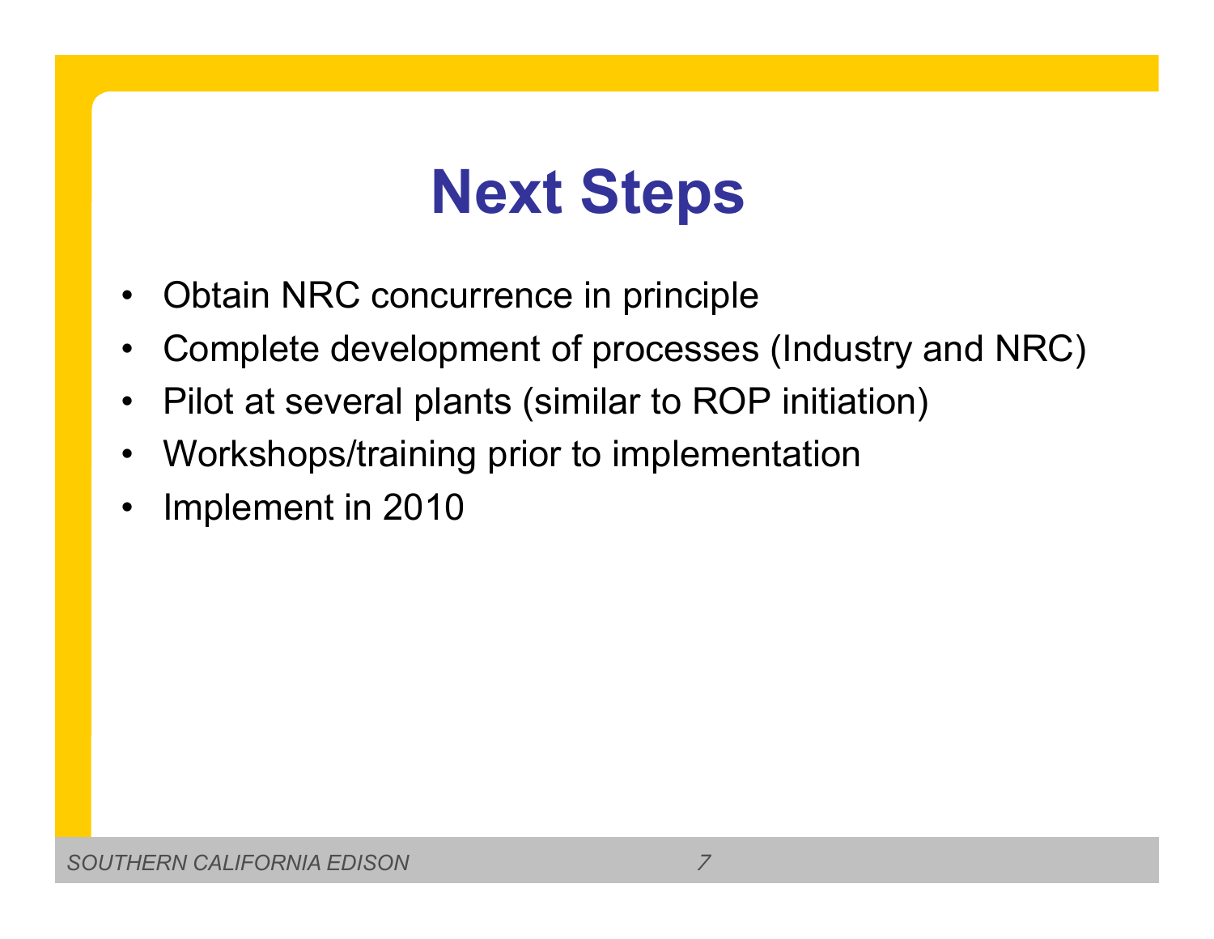# Next Steps

- Obtain NRC concurrence in principle
- Complete development of processes (Industry and NRC)
- Pilot at several plants (similar to ROP initiation)
- Workshops/training prior to implementation
- Implement in 2010